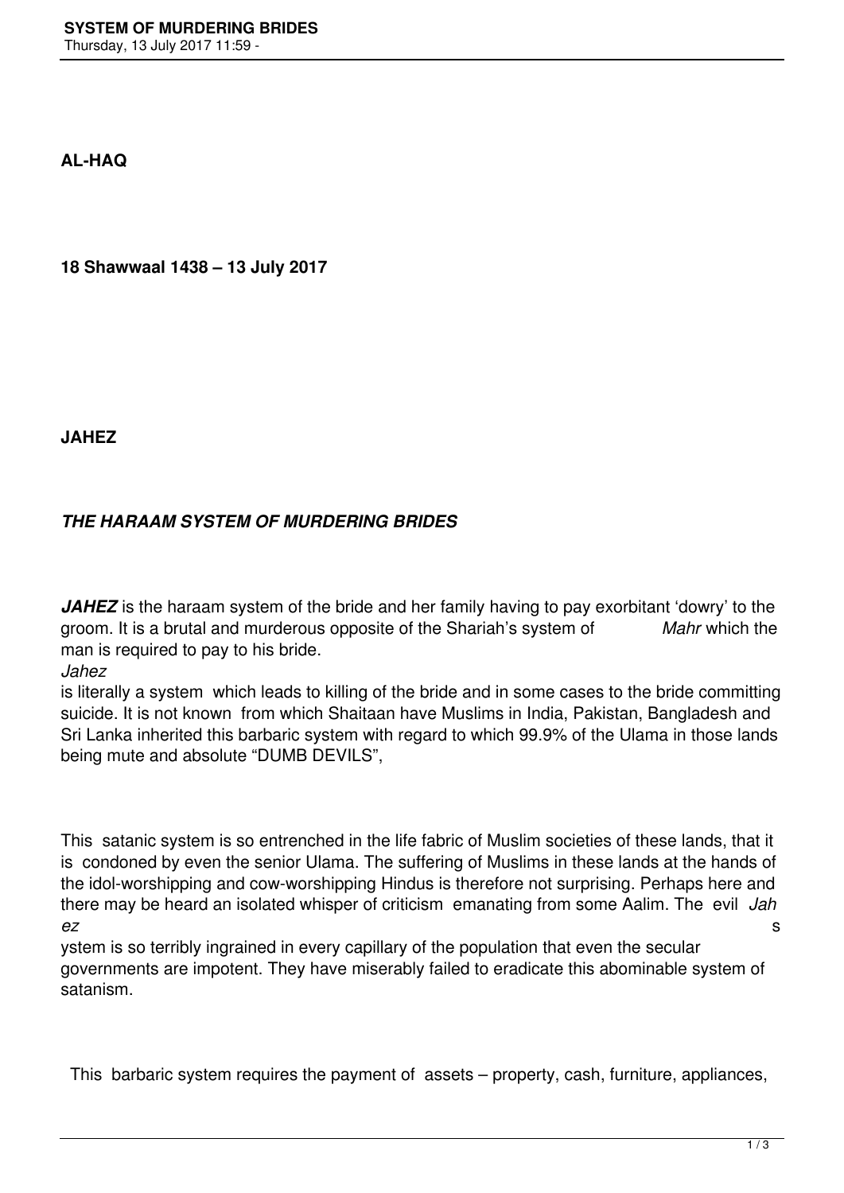**AL-HAQ**

**18 Shawwaal 1438 – 13 July 2017**

**JAHEZ**

***THE HARAAM SYSTEM OF MURDERING BRIDES***

***JAHEZ*** is the haraam system of the bride and her family having to pay exorbitant 'dowry' to the groom. It is a brutal and murderous opposite of the Shariah's system of *Mahr* which the man is required to pay to his bride. *Jahez* is literally a system which leads to killing of the bride and in some cases to the bride committing suicide. It is not known from which Shaitaan have Muslims in India, Pakistan, Bangladesh and Sri Lanka inherited this barbaric system with regard to which 99.9% of the Ulama in those lands being mute and absolute "DUMB DEVILS",

This satanic system is so entrenched in the life fabric of Muslim societies of these lands, that it is condoned by even the senior Ulama. The suffering of Muslims in these lands at the hands of the idol-worshipping and cow-worshipping Hindus is therefore not surprising. Perhaps here and there may be heard an isolated whisper of criticism emanating from some Aalim. The evil *Jahez* system is so terribly ingrained in every capillary of the population that even the secular governments are impotent. They have miserably failed to eradicate this abominable system of satanism.

This barbaric system requires the payment of assets – property, cash, furniture, appliances,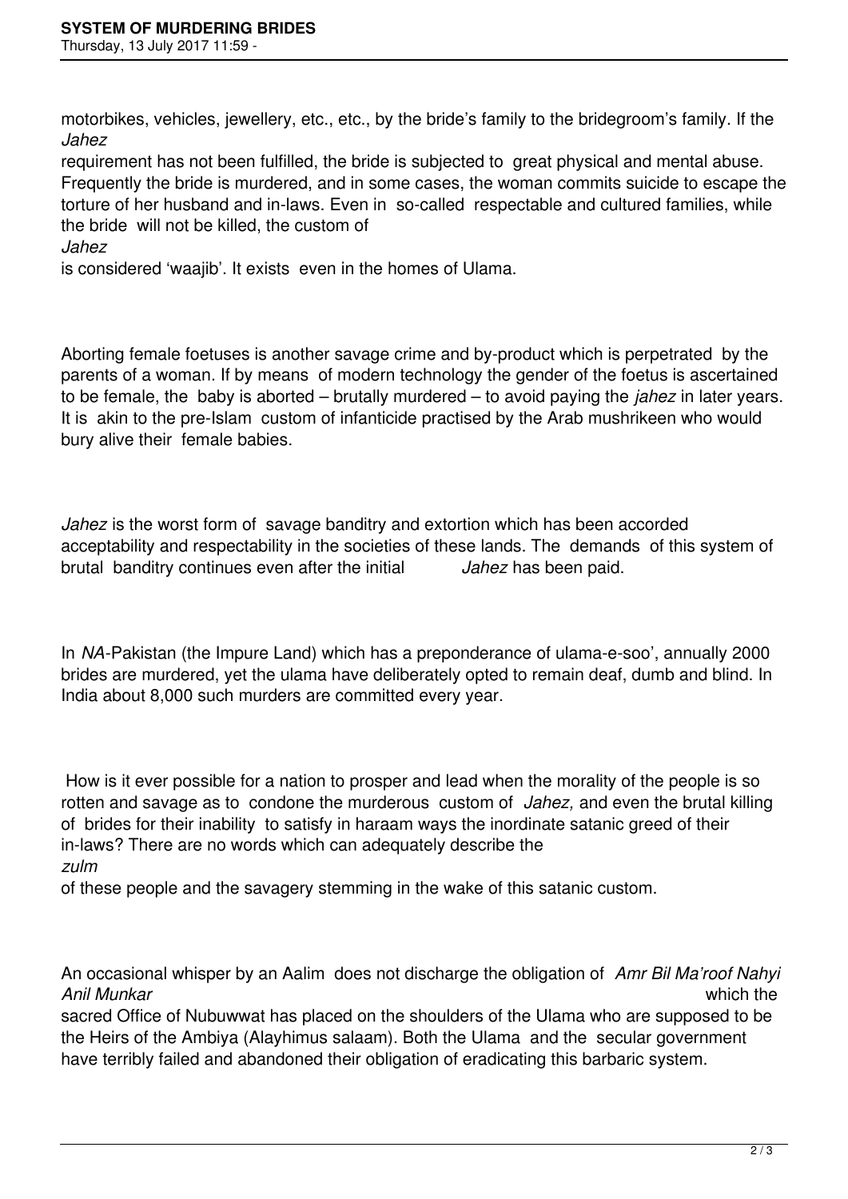motorbikes, vehicles, jewellery, etc., etc., by the bride's family to the bridegroom's family. If the *Jahez* requirement has not been fulfilled, the bride is subjected to great physical and mental abuse. Frequently the bride is murdered, and in some cases, the woman commits suicide to escape the torture of her husband and in-laws. Even in so-called respectable and cultured families, while the bride will not be killed, the custom of *Jahez* is considered 'waajib'. It exists even in the homes of Ulama.

Aborting female foetuses is another savage crime and by-product which is perpetrated by the parents of a woman. If by means of modern technology the gender of the foetus is ascertained to be female, the baby is aborted – brutally murdered – to avoid paying the *jahez* in later years. It is akin to the pre-Islam custom of infanticide practised by the Arab mushrikeen who would bury alive their female babies.

*Jahez* is the worst form of savage banditry and extortion which has been accorded acceptability and respectability in the societies of these lands. The demands of this system of brutal banditry continues even after the initial *Jahez* has been paid.

In *NA*-Pakistan (the Impure Land) which has a preponderance of ulama-e-soo', annually 2000 brides are murdered, yet the ulama have deliberately opted to remain deaf, dumb and blind. In India about 8,000 such murders are committed every year.

How is it ever possible for a nation to prosper and lead when the morality of the people is so rotten and savage as to condone the murderous custom of *Jahez,* and even the brutal killing of brides for their inability to satisfy in haraam ways the inordinate satanic greed of their in-laws? There are no words which can adequately describe the *zulm* of these people and the savagery stemming in the wake of this satanic custom.

An occasional whisper by an Aalim does not discharge the obligation of *Amr Bil Ma'roof Nahyi Anil Munkar* which the sacred Office of Nubuwwat has placed on the shoulders of the Ulama who are supposed to be the Heirs of the Ambiya (Alayhimus salaam). Both the Ulama and the secular government have terribly failed and abandoned their obligation of eradicating this barbaric system.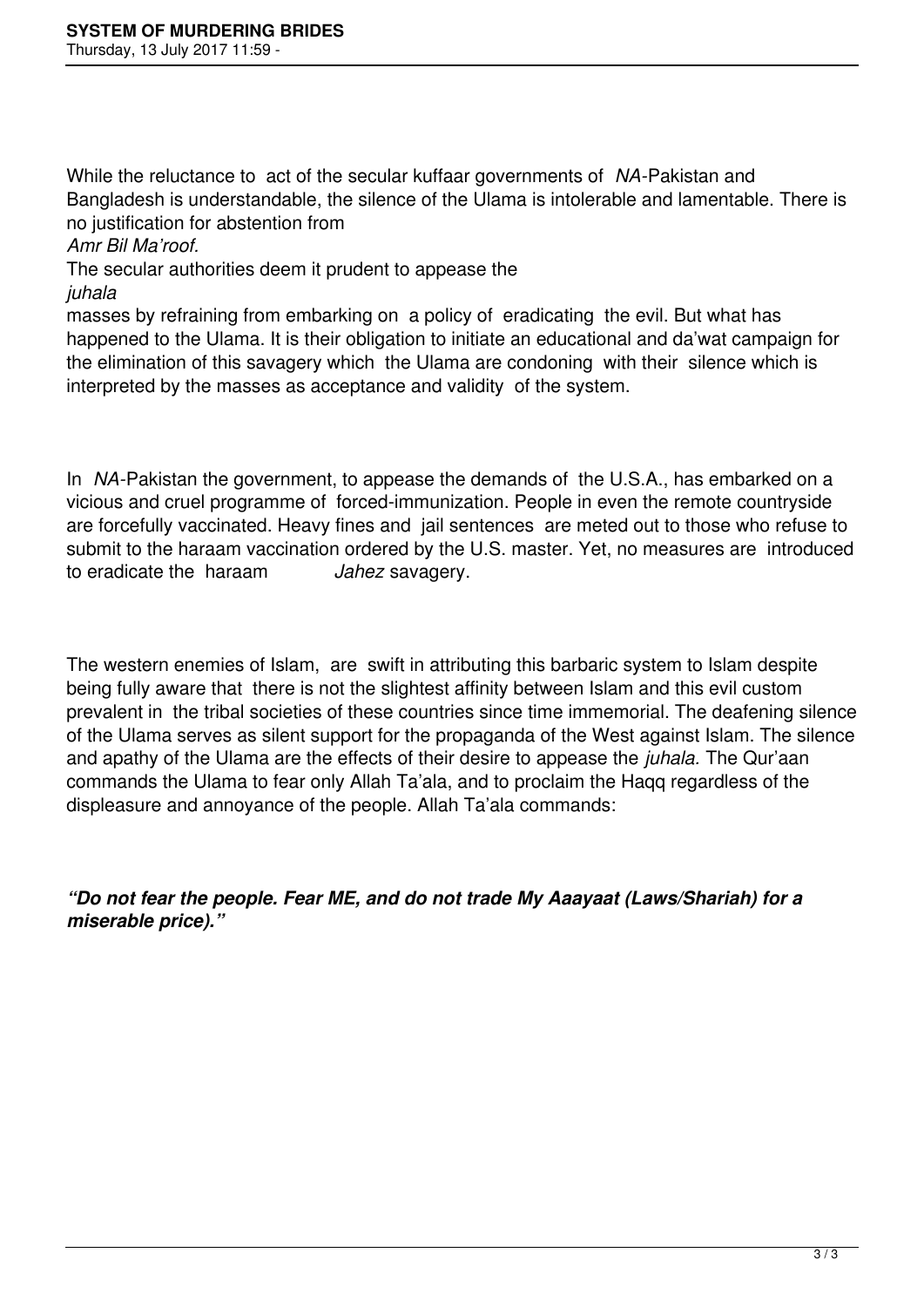While the reluctance to act of the secular kuffaar governments of *NA*-Pakistan and Bangladesh is understandable, the silence of the Ulama is intolerable and lamentable. There is no justification for abstention from *Amr Bil Ma'roof.* The secular authorities deem it prudent to appease the *juhala* masses by refraining from embarking on a policy of eradicating the evil. But what has happened to the Ulama. It is their obligation to initiate an educational and da'wat campaign for the elimination of this savagery which the Ulama are condoning with their silence which is interpreted by the masses as acceptance and validity of the system.

In *NA*-Pakistan the government, to appease the demands of the U.S.A., has embarked on a vicious and cruel programme of forced-immunization. People in even the remote countryside are forcefully vaccinated. Heavy fines and jail sentences are meted out to those who refuse to submit to the haraam vaccination ordered by the U.S. master. Yet, no measures are introduced to eradicate the haraam *Jahez* savagery.

The western enemies of Islam, are swift in attributing this barbaric system to Islam despite being fully aware that there is not the slightest affinity between Islam and this evil custom prevalent in the tribal societies of these countries since time immemorial. The deafening silence of the Ulama serves as silent support for the propaganda of the West against Islam. The silence and apathy of the Ulama are the effects of their desire to appease the *juhala.* The Qur'aan commands the Ulama to fear only Allah Ta'ala, and to proclaim the Haqq regardless of the displeasure and annoyance of the people. Allah Ta'ala commands:

***"Do not fear the people. Fear ME, and do not trade My Aaayaat (Laws/Shariah) for a miserable price)."***